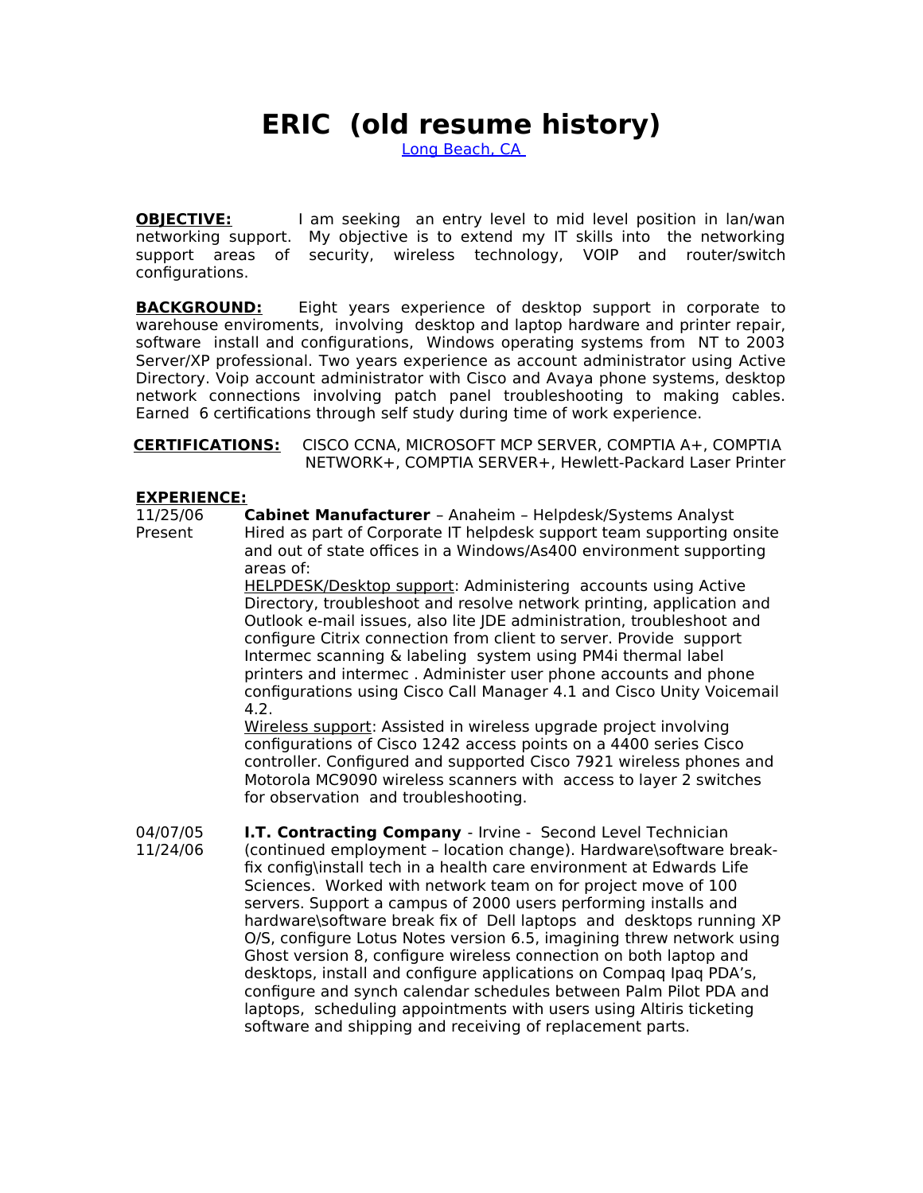# ERIC (old resume history)

Long Beach, CA

**OBJECTIVE:** I am seeking an entry level to mid level position in lan/wan networking support. My objective is to extend my IT skills into the networking support areas of security, wireless technology, VOIP and router/switch configurations.

**BACKGROUND:** Eight years experience of desktop support in corporate to warehouse enviroments, involving desktop and laptop hardware and printer repair, software install and configurations, Windows operating systems from NT to 2003 Server/XP professional. Two years experience as account administrator using Active Directory. Voip account administrator with Cisco and Avaya phone systems, desktop network connections involving patch panel troubleshooting to making cables. Earned 6 certifications through self study during time of work experience.

**CERTIFICATIONS:** CISCO CCNA, MICROSOFT MCP SERVER, COMPTIA A+, COMPTIA NETWORK+, COMPTIA SERVER+, Hewlett-Packard Laser Printer

**EXPERIENCE:**

11/25/06 – Present

**Cabinet Manufacturer** – Anaheim – Helpdesk/Systems Analyst

Hired as part of Corporate IT helpdesk support team supporting onsite and out of state offices in a Windows/As400 environment supporting areas of:

HELPDESK/Desktop support: Administering accounts using Active Directory, troubleshoot and resolve network printing, application and Outlook e-mail issues, also lite JDE administration, troubleshoot and configure Citrix connection from client to server. Provide support Intermec scanning & labeling system using PM4i thermal label printers and intermec . Administer user phone accounts and phone configurations using Cisco Call Manager 4.1 and Cisco Unity Voicemail 4.2.

Wireless support: Assisted in wireless upgrade project involving configurations of Cisco 1242 access points on a 4400 series Cisco controller. Configured and supported Cisco 7921 wireless phones and Motorola MC9090 wireless scanners with access to layer 2 switches for observation and troubleshooting.

04/07/05 – 11/24/06

**I.T. Contracting Company** - Irvine - Second Level Technician

(continued employment – location change). Hardware\software break-fix config\install tech in a health care environment at Edwards Life Sciences. Worked with network team on for project move of 100 servers. Support a campus of 2000 users performing installs and hardware\software break fix of Dell laptops and desktops running XP O/S, configure Lotus Notes version 6.5, imaging threw network using Ghost version 8, configure wireless connection on both laptop and desktops, install and configure applications on Compaq Ipaq PDA's, configure and synch calendar schedules between Palm Pilot PDA and laptops, scheduling appointments with users using Altiris ticketing software and shipping and receiving of replacement parts.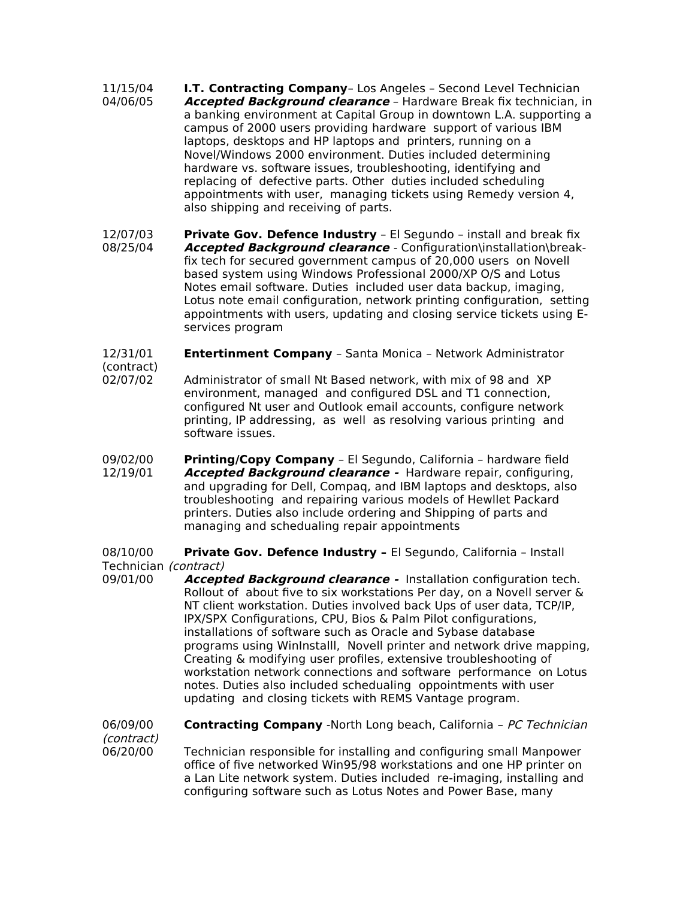11/15/04
04/06/05

**I.T. Contracting Company**– Los Angeles – Second Level Technician
***Accepted Background clearance*** – Hardware Break fix technician, in a banking environment at Capital Group in downtown L.A. supporting a campus of 2000 users providing hardware support of various IBM laptops, desktops and HP laptops and printers, running on a Novel/Windows 2000 environment. Duties included determining hardware vs. software issues, troubleshooting, identifying and replacing of defective parts. Other duties included scheduling appointments with user, managing tickets using Remedy version 4, also shipping and receiving of parts.

12/07/03
08/25/04

**Private Gov. Defence Industry** – El Segundo – install and break fix
***Accepted Background clearance*** - Configuration\installation\break-fix tech for secured government campus of 20,000 users on Novell based system using Windows Professional 2000/XP O/S and Lotus Notes email software. Duties included user data backup, imaging, Lotus note email configuration, network printing configuration, setting appointments with users, updating and closing service tickets using E-services program

12/31/01 (contract)
02/07/02

**Entertinment Company** – Santa Monica – Network Administrator

Administrator of small Nt Based network, with mix of 98 and XP environment, managed and configured DSL and T1 connection, configured Nt user and Outlook email accounts, configure network printing, IP addressing, as well as resolving various printing and software issues.

09/02/00
12/19/01

**Printing/Copy Company** – El Segundo, California – hardware field
***Accepted Background clearance -*** Hardware repair, configuring, and upgrading for Dell, Compaq, and IBM laptops and desktops, also troubleshooting and repairing various models of Hewllet Packard printers. Duties also include ordering and Shipping of parts and managing and schedualing repair appointments

08/10/00 **Private Gov. Defence Industry –** El Segundo, California – Install Technician *(contract)*
09/01/00

***Accepted Background clearance -*** Installation configuration tech. Rollout of about five to six workstations Per day, on a Novell server & NT client workstation. Duties involved back Ups of user data, TCP/IP, IPX/SPX Configurations, CPU, Bios & Palm Pilot configurations, installations of software such as Oracle and Sybase database programs using WinInstalll, Novell printer and network drive mapping, Creating & modifying user profiles, extensive troubleshooting of workstation network connections and software performance on Lotus notes. Duties also included schedualing oppointments with user updating and closing tickets with REMS Vantage program.

06/09/00 *(contract)*
06/20/00

**Contracting Company** -North Long beach, California – *PC Technician*

Technician responsible for installing and configuring small Manpower office of five networked Win95/98 workstations and one HP printer on a Lan Lite network system. Duties included re-imaging, installing and configuring software such as Lotus Notes and Power Base, many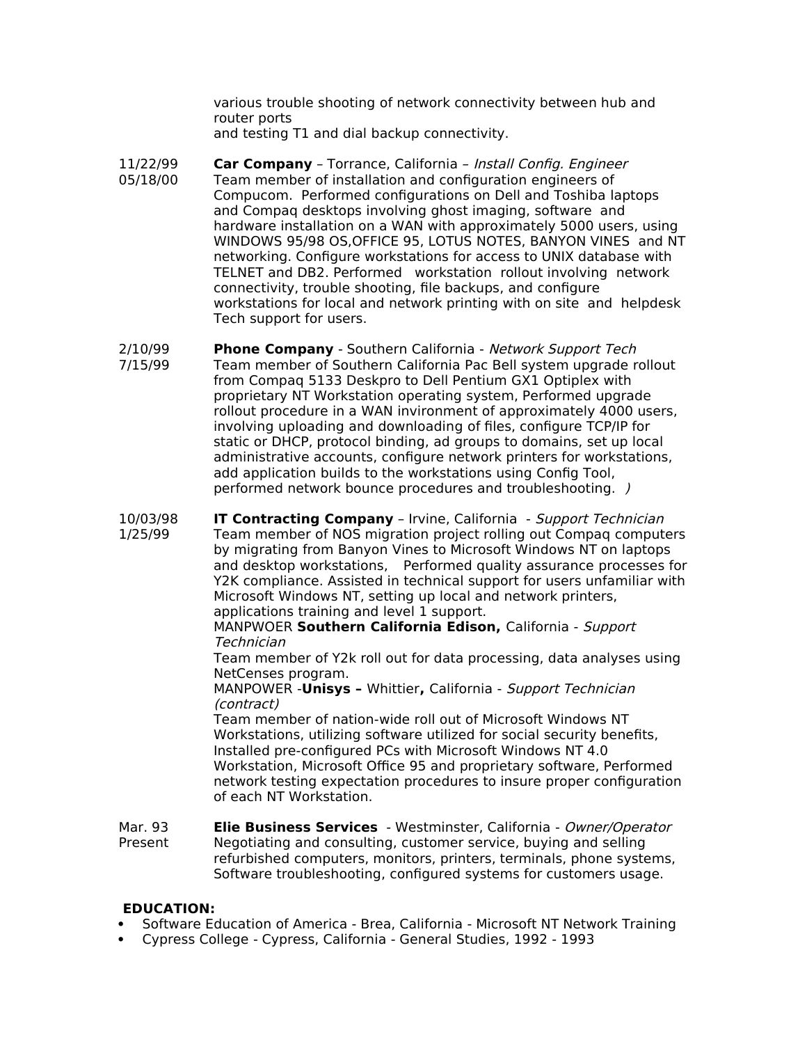various trouble shooting of network connectivity between hub and router ports
and testing T1 and dial backup connectivity.

11/22/99
05/18/00

**Car Company** – Torrance, California – *Install Config. Engineer*
Team member of installation and configuration engineers of Compucom. Performed configurations on Dell and Toshiba laptops and Compaq desktops involving ghost imaging, software and hardware installation on a WAN with approximately 5000 users, using WINDOWS 95/98 OS,OFFICE 95, LOTUS NOTES, BANYON VINES and NT networking. Configure workstations for access to UNIX database with TELNET and DB2. Performed workstation rollout involving network connectivity, trouble shooting, file backups, and configure workstations for local and network printing with on site and helpdesk Tech support for users.

2/10/99
7/15/99

**Phone Company** - Southern California - *Network Support Tech*
Team member of Southern California Pac Bell system upgrade rollout from Compaq 5133 Deskpro to Dell Pentium GX1 Optiplex with proprietary NT Workstation operating system, Performed upgrade rollout procedure in a WAN invironment of approximately 4000 users, involving uploading and downloading of files, configure TCP/IP for static or DHCP, protocol binding, ad groups to domains, set up local administrative accounts, configure network printers for workstations, add application builds to the workstations using Config Tool, performed network bounce procedures and troubleshooting. *)*

10/03/98
1/25/99

**IT Contracting Company** – Irvine, California - *Support Technician*
Team member of NOS migration project rolling out Compaq computers by migrating from Banyon Vines to Microsoft Windows NT on laptops and desktop workstations, Performed quality assurance processes for Y2K compliance. Assisted in technical support for users unfamiliar with Microsoft Windows NT, setting up local and network printers, applications training and level 1 support.
MANPWOER **Southern California Edison,** California - *Support Technician*
Team member of Y2k roll out for data processing, data analyses using NetCenses program.
MANPOWER -**Unisys –** Whittier**,** California - *Support Technician (contract)*
Team member of nation-wide roll out of Microsoft Windows NT Workstations, utilizing software utilized for social security benefits, Installed pre-configured PCs with Microsoft Windows NT 4.0 Workstation, Microsoft Office 95 and proprietary software, Performed network testing expectation procedures to insure proper configuration of each NT Workstation.

Mar. 93
Present

**Elie Business Services** - Westminster, California - *Owner/Operator*
Negotiating and consulting, customer service, buying and selling refurbished computers, monitors, printers, terminals, phone systems, Software troubleshooting, configured systems for customers usage.

**EDUCATION:**

- Software Education of America - Brea, California - Microsoft NT Network Training
- Cypress College - Cypress, California - General Studies, 1992 - 1993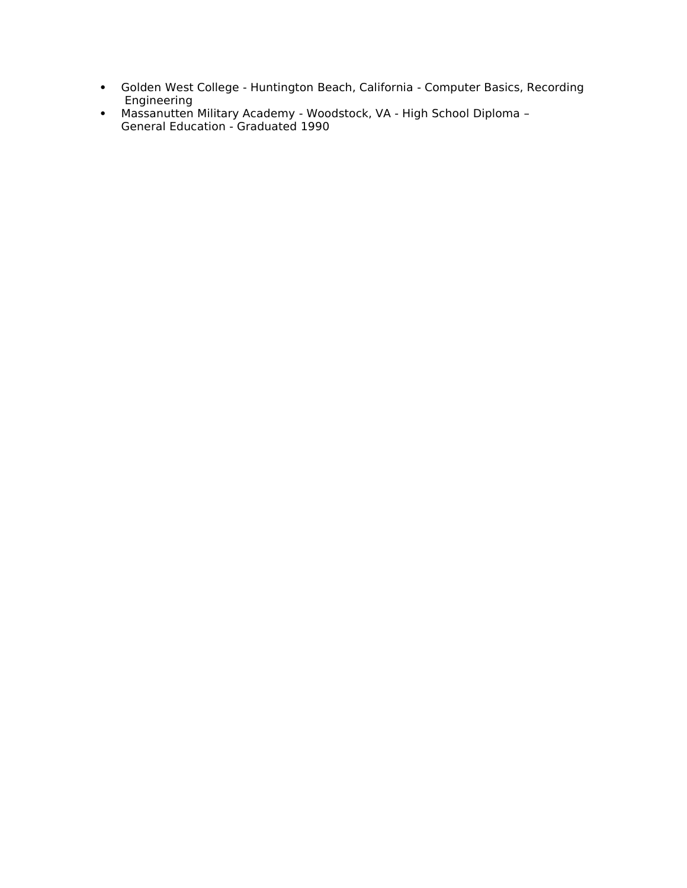- Golden West College - Huntington Beach, California - Computer Basics, Recording Engineering
- Massanutten Military Academy - Woodstock, VA - High School Diploma – General Education - Graduated 1990